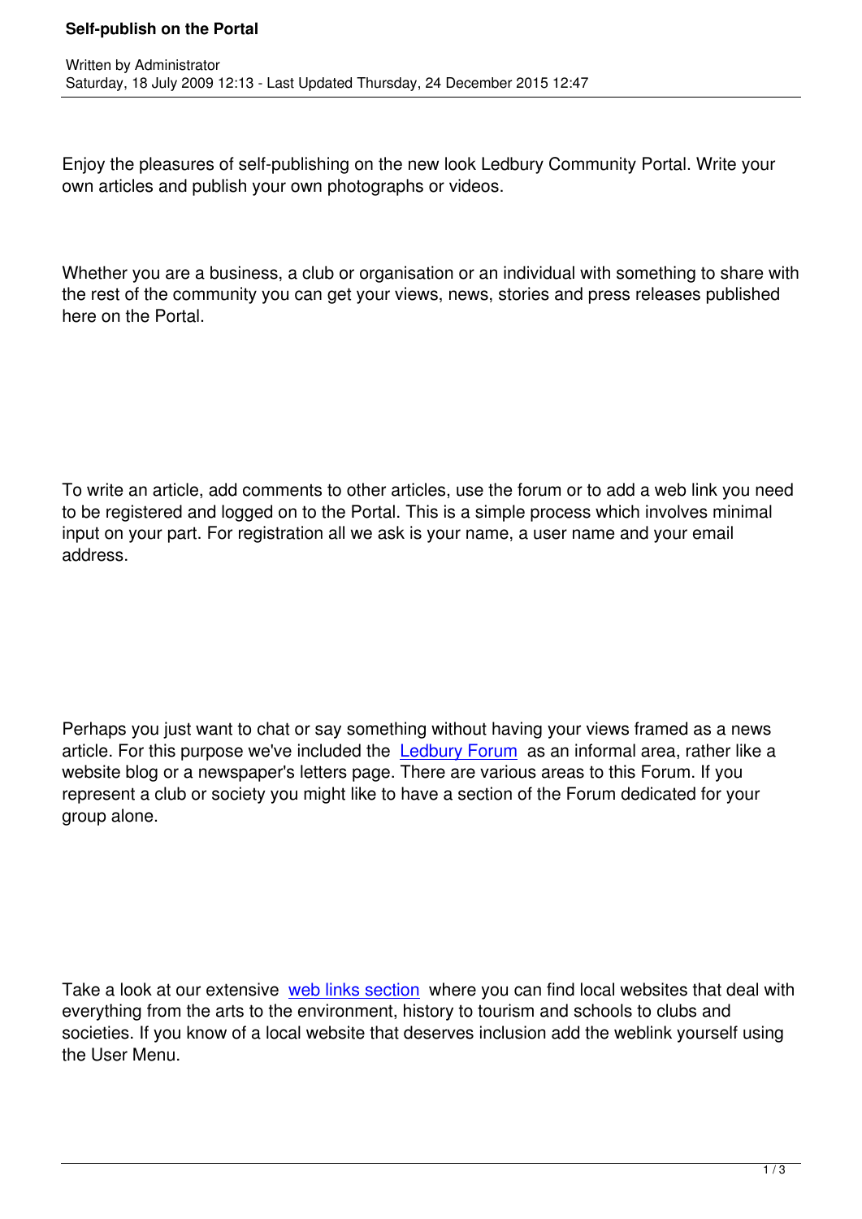# Self-publish on the Portal

Written by Administrator
Saturday, 18 July 2009 12:13 - Last Updated Thursday, 24 December 2015 12:47

Enjoy the pleasures of self-publishing on the new look Ledbury Community Portal. Write your own articles and publish your own photographs or videos.

Whether you are a business, a club or organisation or an individual with something to share with the rest of the community you can get your views, news, stories and press releases published here on the Portal.

To write an article, add comments to other articles, use the forum or to add a web link you need to be registered and logged on to the Portal. This is a simple process which involves minimal input on your part. For registration all we ask is your name, a user name and your email address.

Perhaps you just want to chat or say something without having your views framed as a news article. For this purpose we've included the Ledbury Forum as an informal area, rather like a website blog or a newspaper's letters page. There are various areas to this Forum. If you represent a club or society you might like to have a section of the Forum dedicated for your group alone.

Take a look at our extensive web links section where you can find local websites that deal with everything from the arts to the environment, history to tourism and schools to clubs and societies. If you know of a local website that deserves inclusion add the weblink yourself using the User Menu.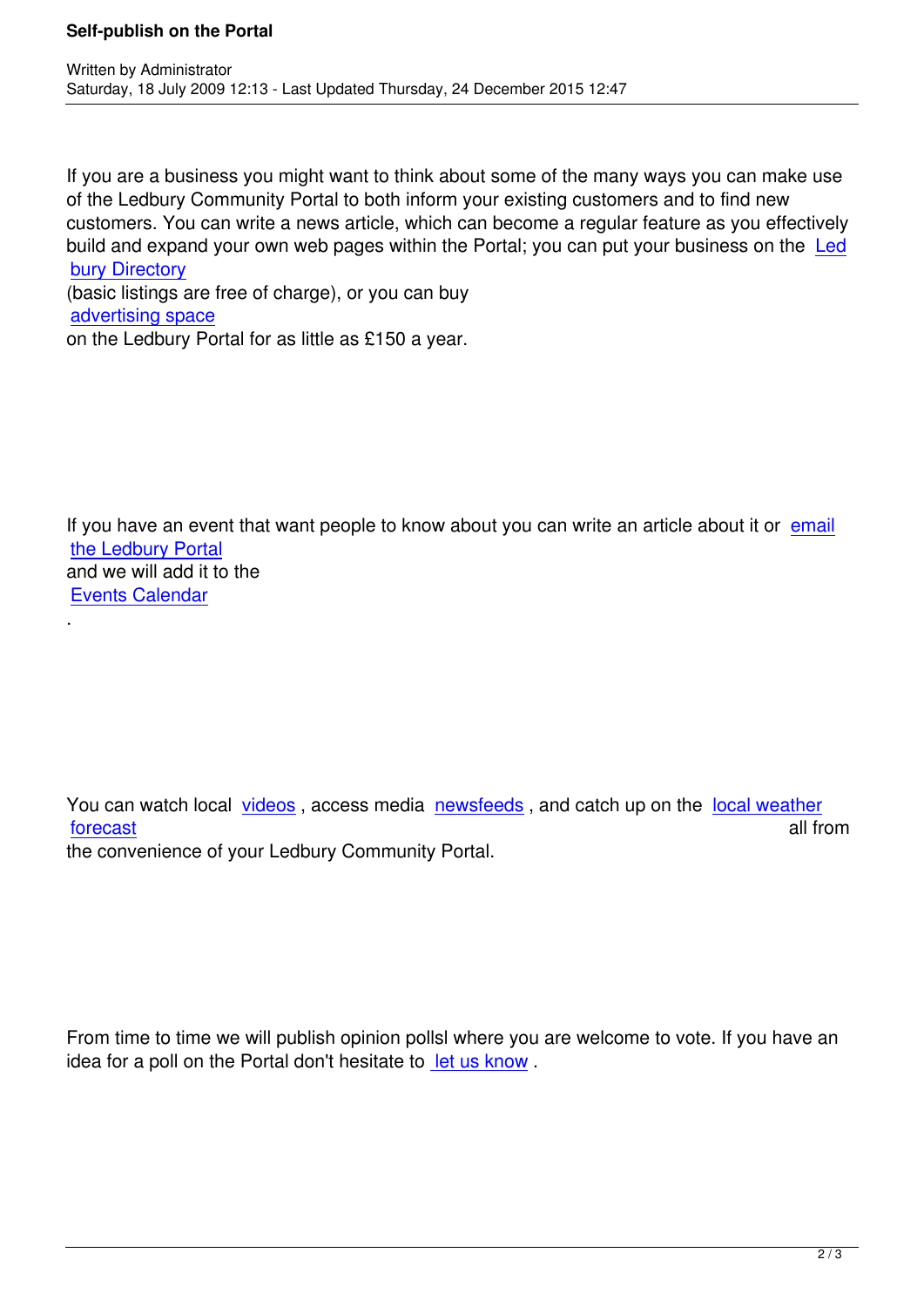If you are a business you might want to think about some of the many ways you can make use of the Ledbury Community Portal to both inform your existing customers and to find new customers. You can write a news article, which can become a regular feature as you effectively build and expand your own web pages within the Portal; you can put your business on the Ledbury Directory (basic listings are free of charge), or you can buy advertising space on the Ledbury Portal for as little as £150 a year.

If you have an event that want people to know about you can write an article about it or email the Ledbury Portal and we will add it to the Events Calendar.

You can watch local videos , access media newsfeeds , and catch up on the local weather forecast all from the convenience of your Ledbury Community Portal.

From time to time we will publish opinion pollsl where you are welcome to vote. If you have an idea for a poll on the Portal don't hesitate to let us know .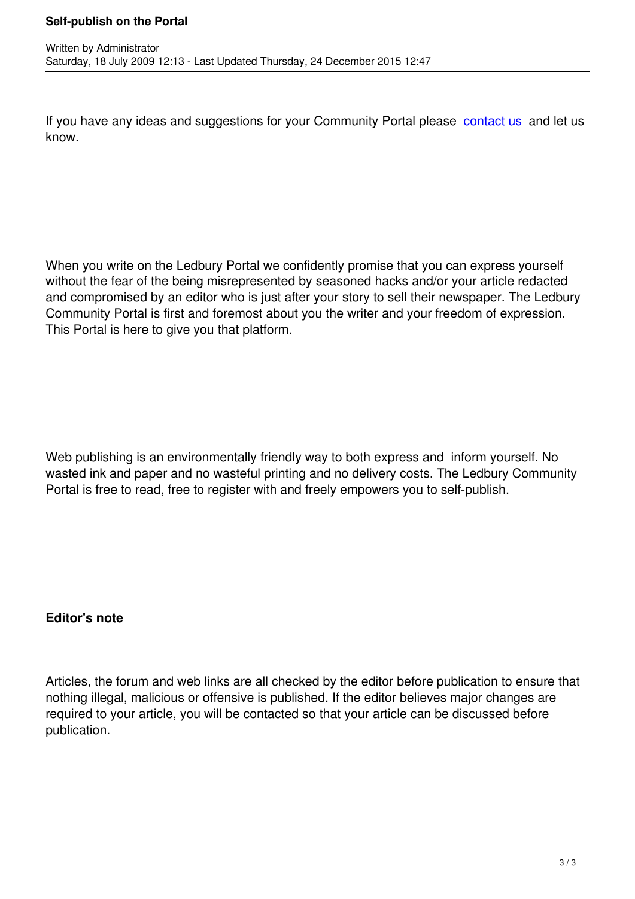If you have any ideas and suggestions for your Community Portal please contact us and let us know.

When you write on the Ledbury Portal we confidently promise that you can express yourself without the fear of the being misrepresented by seasoned hacks and/or your article redacted and compromised by an editor who is just after your story to sell their newspaper. The Ledbury Community Portal is first and foremost about you the writer and your freedom of expression. This Portal is here to give you that platform.

Web publishing is an environmentally friendly way to both express and inform yourself. No wasted ink and paper and no wasteful printing and no delivery costs. The Ledbury Community Portal is free to read, free to register with and freely empowers you to self-publish.

**Editor's note**

Articles, the forum and web links are all checked by the editor before publication to ensure that nothing illegal, malicious or offensive is published. If the editor believes major changes are required to your article, you will be contacted so that your article can be discussed before publication.